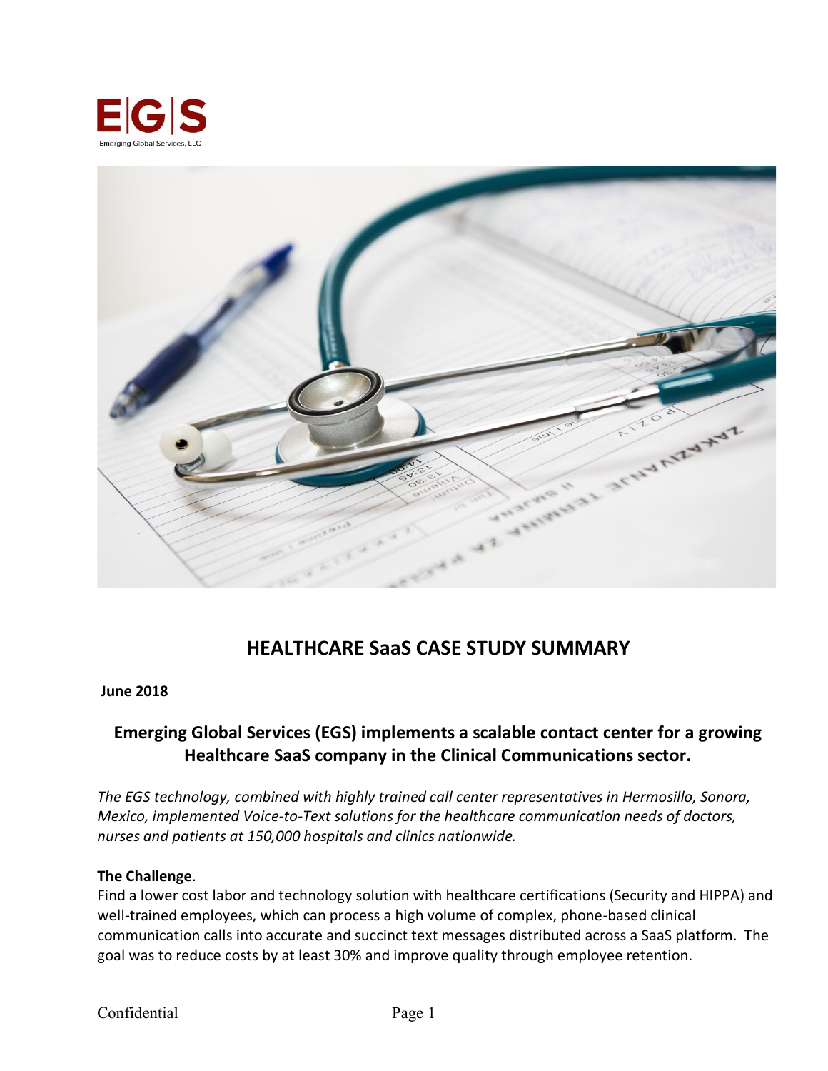# HEALTHCARE SaaS CASE STUDY SUMMARY

**June 2018**

## Emerging Global Services (EGS) implements a scalable contact center for a growing Healthcare SaaS company in the Clinical Communications sector.

*The EGS technology, combined with highly trained call center representatives in Hermosillo, Sonora, Mexico, implemented Voice-to-Text solutions for the healthcare communication needs of doctors, nurses and patients at 150,000 hospitals and clinics nationwide.*

**The Challenge**.
Find a lower cost labor and technology solution with healthcare certifications (Security and HIPPA) and well-trained employees, which can process a high volume of complex, phone-based clinical communication calls into accurate and succinct text messages distributed across a SaaS platform. The goal was to reduce costs by at least 30% and improve quality through employee retention.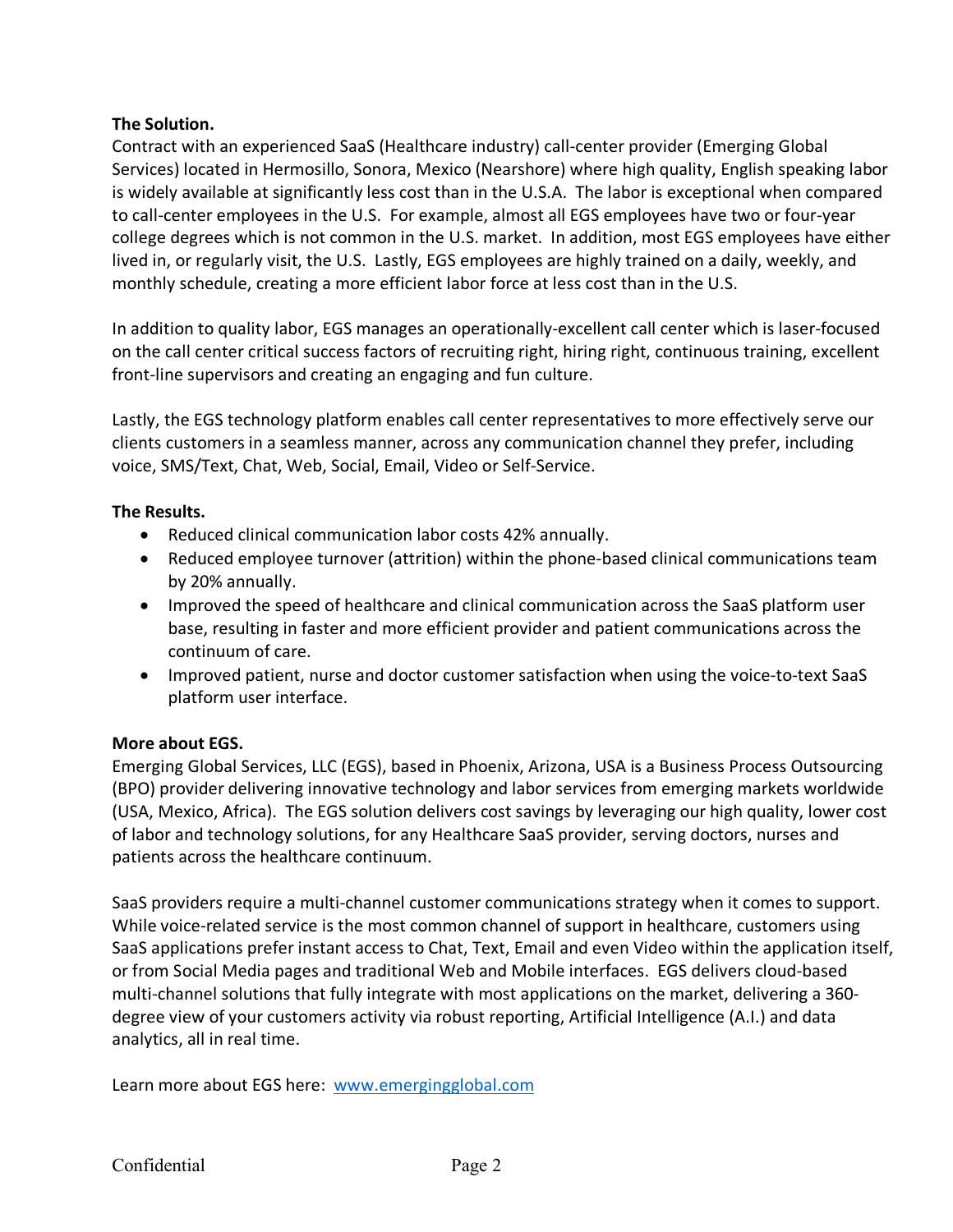**The Solution.**
Contract with an experienced SaaS (Healthcare industry) call-center provider (Emerging Global Services) located in Hermosillo, Sonora, Mexico (Nearshore) where high quality, English speaking labor is widely available at significantly less cost than in the U.S.A. The labor is exceptional when compared to call-center employees in the U.S. For example, almost all EGS employees have two or four-year college degrees which is not common in the U.S. market. In addition, most EGS employees have either lived in, or regularly visit, the U.S. Lastly, EGS employees are highly trained on a daily, weekly, and monthly schedule, creating a more efficient labor force at less cost than in the U.S.

In addition to quality labor, EGS manages an operationally-excellent call center which is laser-focused on the call center critical success factors of recruiting right, hiring right, continuous training, excellent front-line supervisors and creating an engaging and fun culture.

Lastly, the EGS technology platform enables call center representatives to more effectively serve our clients customers in a seamless manner, across any communication channel they prefer, including voice, SMS/Text, Chat, Web, Social, Email, Video or Self-Service.

**The Results.**

- Reduced clinical communication labor costs 42% annually.
- Reduced employee turnover (attrition) within the phone-based clinical communications team by 20% annually.
- Improved the speed of healthcare and clinical communication across the SaaS platform user base, resulting in faster and more efficient provider and patient communications across the continuum of care.
- Improved patient, nurse and doctor customer satisfaction when using the voice-to-text SaaS platform user interface.

**More about EGS.**
Emerging Global Services, LLC (EGS), based in Phoenix, Arizona, USA is a Business Process Outsourcing (BPO) provider delivering innovative technology and labor services from emerging markets worldwide (USA, Mexico, Africa). The EGS solution delivers cost savings by leveraging our high quality, lower cost of labor and technology solutions, for any Healthcare SaaS provider, serving doctors, nurses and patients across the healthcare continuum.

SaaS providers require a multi-channel customer communications strategy when it comes to support. While voice-related service is the most common channel of support in healthcare, customers using SaaS applications prefer instant access to Chat, Text, Email and even Video within the application itself, or from Social Media pages and traditional Web and Mobile interfaces. EGS delivers cloud-based multi-channel solutions that fully integrate with most applications on the market, delivering a 360-degree view of your customers activity via robust reporting, Artificial Intelligence (A.I.) and data analytics, all in real time.

Learn more about EGS here: [www.emergingglobal.com](http://www.emergingglobal.com)